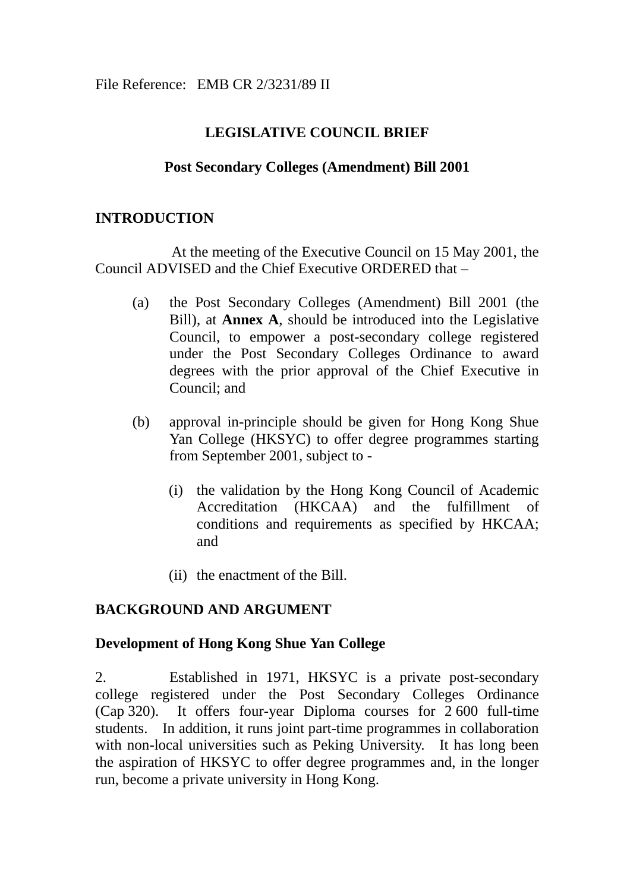File Reference: EMB CR 2/3231/89 II

# LEGISLATIVE COUNCIL BRIEF

## Post Secondary Colleges (Amendment) Bill 2001

### INTRODUCTION

At the meeting of the Executive Council on 15 May 2001, the Council ADVISED and the Chief Executive ORDERED that –

(a) the Post Secondary Colleges (Amendment) Bill 2001 (the Bill), at **Annex A**, should be introduced into the Legislative Council, to empower a post-secondary college registered under the Post Secondary Colleges Ordinance to award degrees with the prior approval of the Chief Executive in Council; and

(b) approval in-principle should be given for Hong Kong Shue Yan College (HKSYC) to offer degree programmes starting from September 2001, subject to -

   (i) the validation by the Hong Kong Council of Academic Accreditation (HKCAA) and the fulfillment of conditions and requirements as specified by HKCAA; and

   (ii) the enactment of the Bill.

### BACKGROUND AND ARGUMENT

**Development of Hong Kong Shue Yan College**

2. Established in 1971, HKSYC is a private post-secondary college registered under the Post Secondary Colleges Ordinance (Cap 320). It offers four-year Diploma courses for 2 600 full-time students. In addition, it runs joint part-time programmes in collaboration with non-local universities such as Peking University. It has long been the aspiration of HKSYC to offer degree programmes and, in the longer run, become a private university in Hong Kong.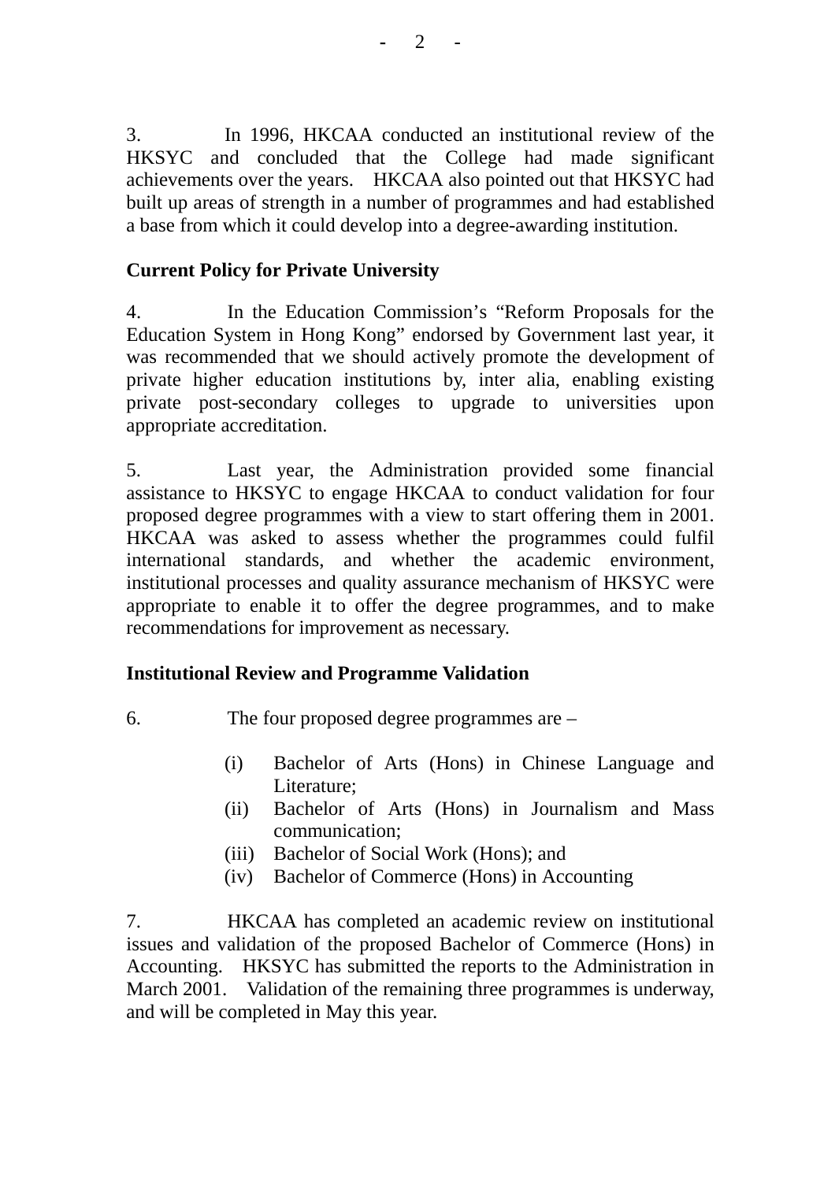3. In 1996, HKCAA conducted an institutional review of the HKSYC and concluded that the College had made significant achievements over the years. HKCAA also pointed out that HKSYC had built up areas of strength in a number of programmes and had established a base from which it could develop into a degree-awarding institution.

**Current Policy for Private University**

4. In the Education Commission's "Reform Proposals for the Education System in Hong Kong" endorsed by Government last year, it was recommended that we should actively promote the development of private higher education institutions by, inter alia, enabling existing private post-secondary colleges to upgrade to universities upon appropriate accreditation.

5. Last year, the Administration provided some financial assistance to HKSYC to engage HKCAA to conduct validation for four proposed degree programmes with a view to start offering them in 2001. HKCAA was asked to assess whether the programmes could fulfil international standards, and whether the academic environment, institutional processes and quality assurance mechanism of HKSYC were appropriate to enable it to offer the degree programmes, and to make recommendations for improvement as necessary.

**Institutional Review and Programme Validation**

6. The four proposed degree programmes are –

(i) Bachelor of Arts (Hons) in Chinese Language and Literature;
(ii) Bachelor of Arts (Hons) in Journalism and Mass communication;
(iii) Bachelor of Social Work (Hons); and
(iv) Bachelor of Commerce (Hons) in Accounting

7. HKCAA has completed an academic review on institutional issues and validation of the proposed Bachelor of Commerce (Hons) in Accounting. HKSYC has submitted the reports to the Administration in March 2001. Validation of the remaining three programmes is underway, and will be completed in May this year.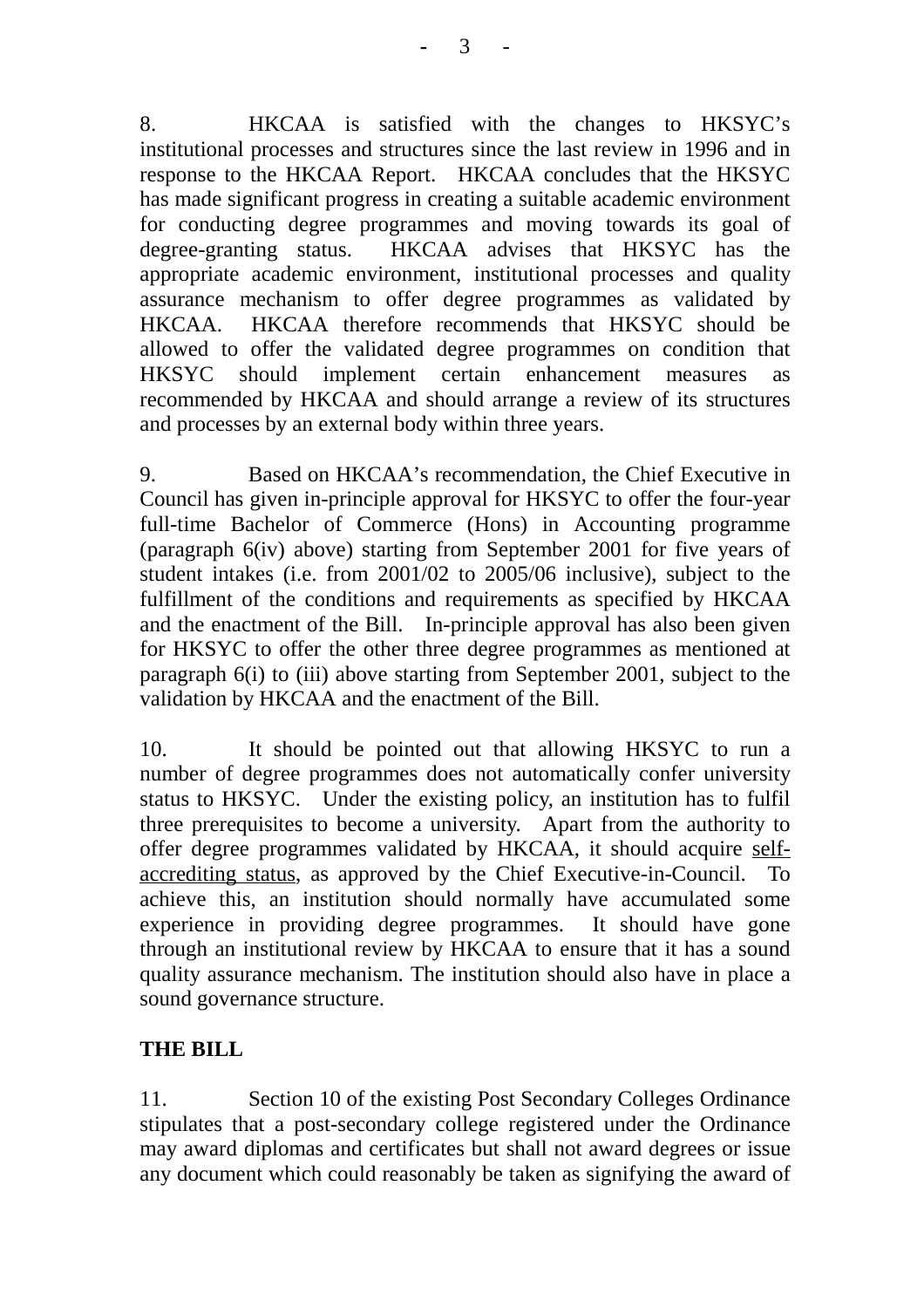8. HKCAA is satisfied with the changes to HKSYC's institutional processes and structures since the last review in 1996 and in response to the HKCAA Report. HKCAA concludes that the HKSYC has made significant progress in creating a suitable academic environment for conducting degree programmes and moving towards its goal of degree-granting status. HKCAA advises that HKSYC has the appropriate academic environment, institutional processes and quality assurance mechanism to offer degree programmes as validated by HKCAA. HKCAA therefore recommends that HKSYC should be allowed to offer the validated degree programmes on condition that HKSYC should implement certain enhancement measures as recommended by HKCAA and should arrange a review of its structures and processes by an external body within three years.

9. Based on HKCAA's recommendation, the Chief Executive in Council has given in-principle approval for HKSYC to offer the four-year full-time Bachelor of Commerce (Hons) in Accounting programme (paragraph 6(iv) above) starting from September 2001 for five years of student intakes (i.e. from 2001/02 to 2005/06 inclusive), subject to the fulfillment of the conditions and requirements as specified by HKCAA and the enactment of the Bill. In-principle approval has also been given for HKSYC to offer the other three degree programmes as mentioned at paragraph 6(i) to (iii) above starting from September 2001, subject to the validation by HKCAA and the enactment of the Bill.

10. It should be pointed out that allowing HKSYC to run a number of degree programmes does not automatically confer university status to HKSYC. Under the existing policy, an institution has to fulfil three prerequisites to become a university. Apart from the authority to offer degree programmes validated by HKCAA, it should acquire <u>self-accrediting status</u>, as approved by the Chief Executive-in-Council. To achieve this, an institution should normally have accumulated some experience in providing degree programmes. It should have gone through an institutional review by HKCAA to ensure that it has a sound quality assurance mechanism. The institution should also have in place a sound governance structure.

**THE BILL**

11. Section 10 of the existing Post Secondary Colleges Ordinance stipulates that a post-secondary college registered under the Ordinance may award diplomas and certificates but shall not award degrees or issue any document which could reasonably be taken as signifying the award of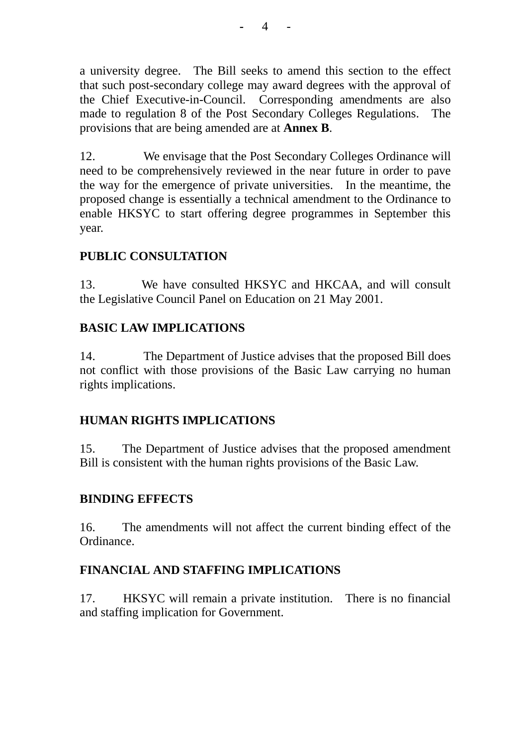a university degree. The Bill seeks to amend this section to the effect that such post-secondary college may award degrees with the approval of the Chief Executive-in-Council. Corresponding amendments are also made to regulation 8 of the Post Secondary Colleges Regulations. The provisions that are being amended are at **Annex B**.

12. We envisage that the Post Secondary Colleges Ordinance will need to be comprehensively reviewed in the near future in order to pave the way for the emergence of private universities. In the meantime, the proposed change is essentially a technical amendment to the Ordinance to enable HKSYC to start offering degree programmes in September this year.

## PUBLIC CONSULTATION

13. We have consulted HKSYC and HKCAA, and will consult the Legislative Council Panel on Education on 21 May 2001.

## BASIC LAW IMPLICATIONS

14. The Department of Justice advises that the proposed Bill does not conflict with those provisions of the Basic Law carrying no human rights implications.

## HUMAN RIGHTS IMPLICATIONS

15. The Department of Justice advises that the proposed amendment Bill is consistent with the human rights provisions of the Basic Law.

## BINDING EFFECTS

16. The amendments will not affect the current binding effect of the Ordinance.

## FINANCIAL AND STAFFING IMPLICATIONS

17. HKSYC will remain a private institution. There is no financial and staffing implication for Government.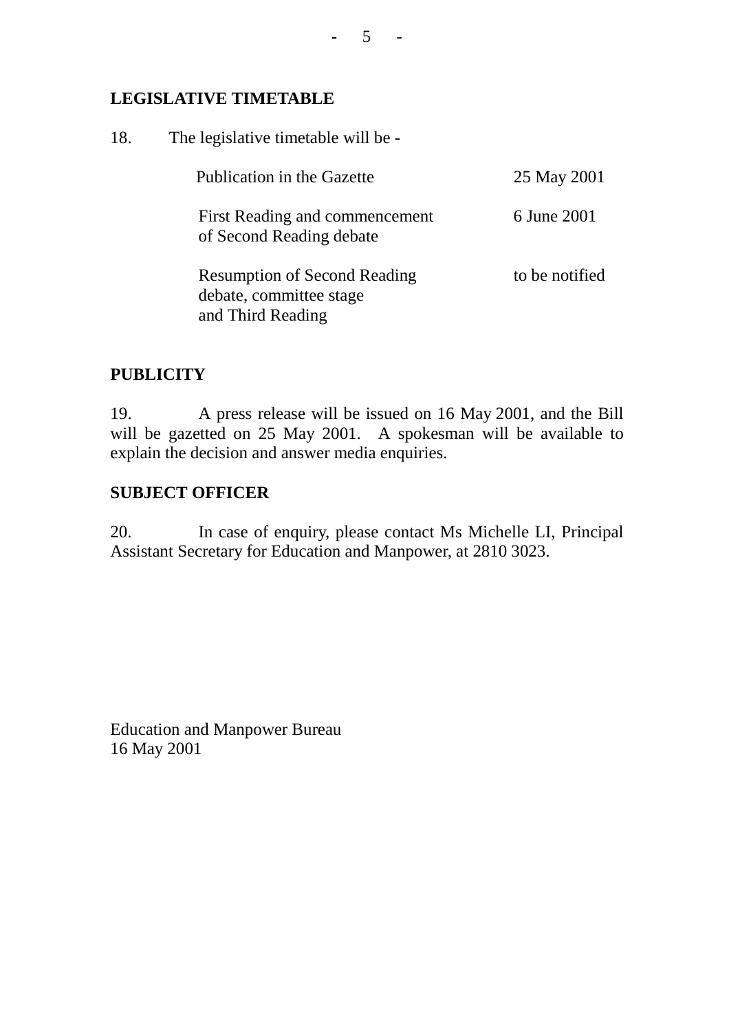**LEGISLATIVE TIMETABLE**

18. The legislative timetable will be -

| | |
|---|---|
| Publication in the Gazette | 25 May 2001 |
| First Reading and commencement of Second Reading debate | 6 June 2001 |
| Resumption of Second Reading debate, committee stage and Third Reading | to be notified |

**PUBLICITY**

19. A press release will be issued on 16 May 2001, and the Bill will be gazetted on 25 May 2001. A spokesman will be available to explain the decision and answer media enquiries.

**SUBJECT OFFICER**

20. In case of enquiry, please contact Ms Michelle LI, Principal Assistant Secretary for Education and Manpower, at 2810 3023.

Education and Manpower Bureau
16 May 2001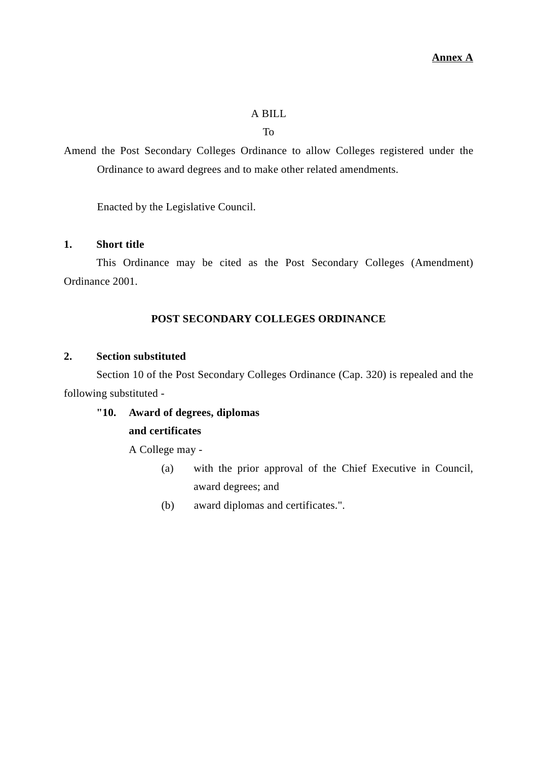**Annex A**

A BILL

To

Amend the Post Secondary Colleges Ordinance to allow Colleges registered under the Ordinance to award degrees and to make other related amendments.

Enacted by the Legislative Council.

**1. Short title**

This Ordinance may be cited as the Post Secondary Colleges (Amendment) Ordinance 2001.

**POST SECONDARY COLLEGES ORDINANCE**

**2. Section substituted**

Section 10 of the Post Secondary Colleges Ordinance (Cap. 320) is repealed and the following substituted -

**"10. Award of degrees, diplomas and certificates**

A College may -

(a) with the prior approval of the Chief Executive in Council, award degrees; and

(b) award diplomas and certificates.".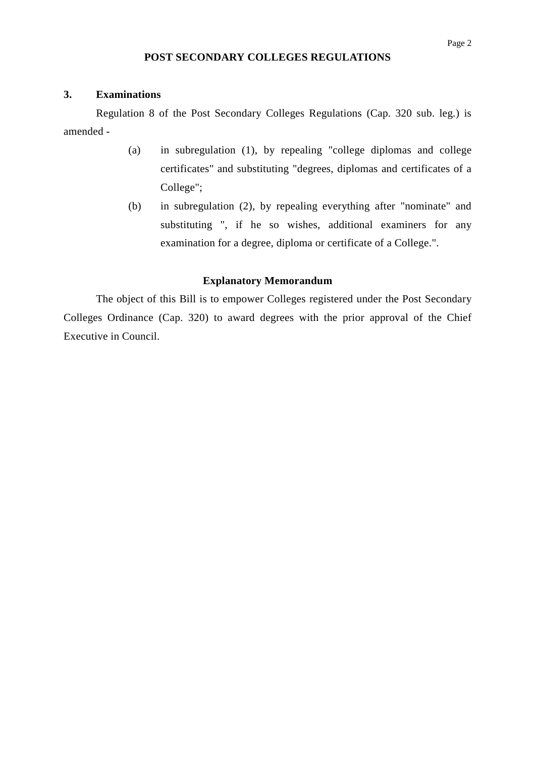**POST SECONDARY COLLEGES REGULATIONS**

**3. Examinations**

Regulation 8 of the Post Secondary Colleges Regulations (Cap. 320 sub. leg.) is amended -

(a) in subregulation (1), by repealing "college diplomas and college certificates" and substituting "degrees, diplomas and certificates of a College";

(b) in subregulation (2), by repealing everything after "nominate" and substituting ", if he so wishes, additional examiners for any examination for a degree, diploma or certificate of a College.".

**Explanatory Memorandum**

The object of this Bill is to empower Colleges registered under the Post Secondary Colleges Ordinance (Cap. 320) to award degrees with the prior approval of the Chief Executive in Council.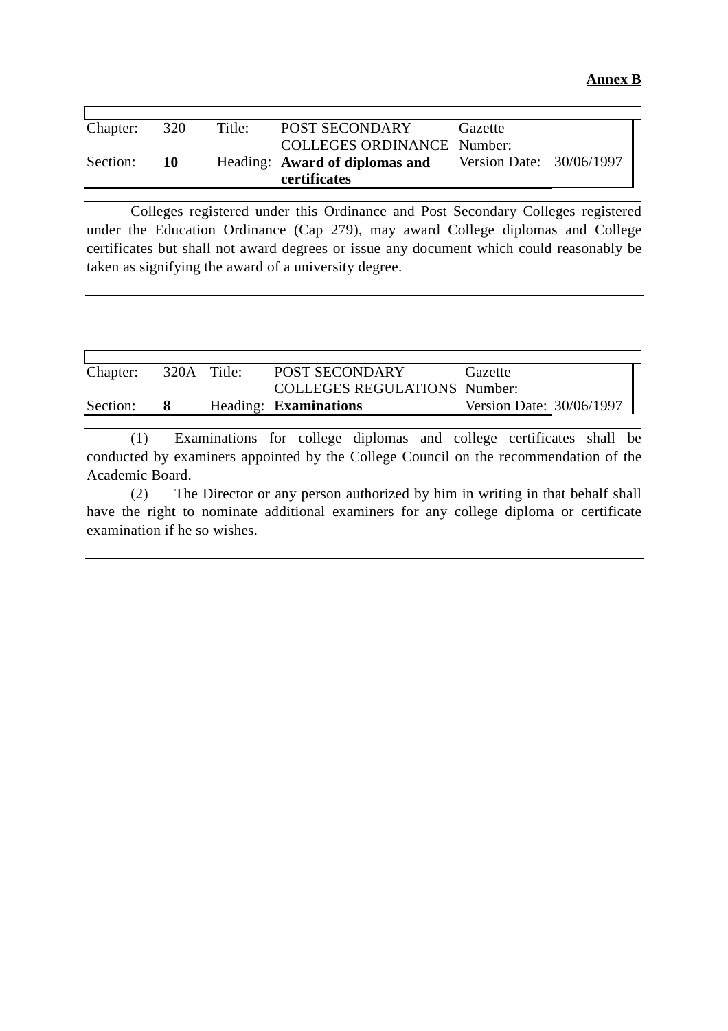**Annex B**

| | | | | | |
|---|---|---|---|---|---|
| Chapter: | 320 | Title: | POST SECONDARY COLLEGES ORDINANCE | Gazette Number: | |
| Section: | **10** | Heading: | **Award of diplomas and certificates** | Version Date: | 30/06/1997 |

Colleges registered under this Ordinance and Post Secondary Colleges registered under the Education Ordinance (Cap 279), may award College diplomas and College certificates but shall not award degrees or issue any document which could reasonably be taken as signifying the award of a university degree.

| | | | | | |
|---|---|---|---|---|---|
| Chapter: | 320A | Title: | POST SECONDARY COLLEGES REGULATIONS | Gazette Number: | |
| Section: | **8** | Heading: | **Examinations** | Version Date: | 30/06/1997 |

(1) Examinations for college diplomas and college certificates shall be conducted by examiners appointed by the College Council on the recommendation of the Academic Board.

(2) The Director or any person authorized by him in writing in that behalf shall have the right to nominate additional examiners for any college diploma or certificate examination if he so wishes.